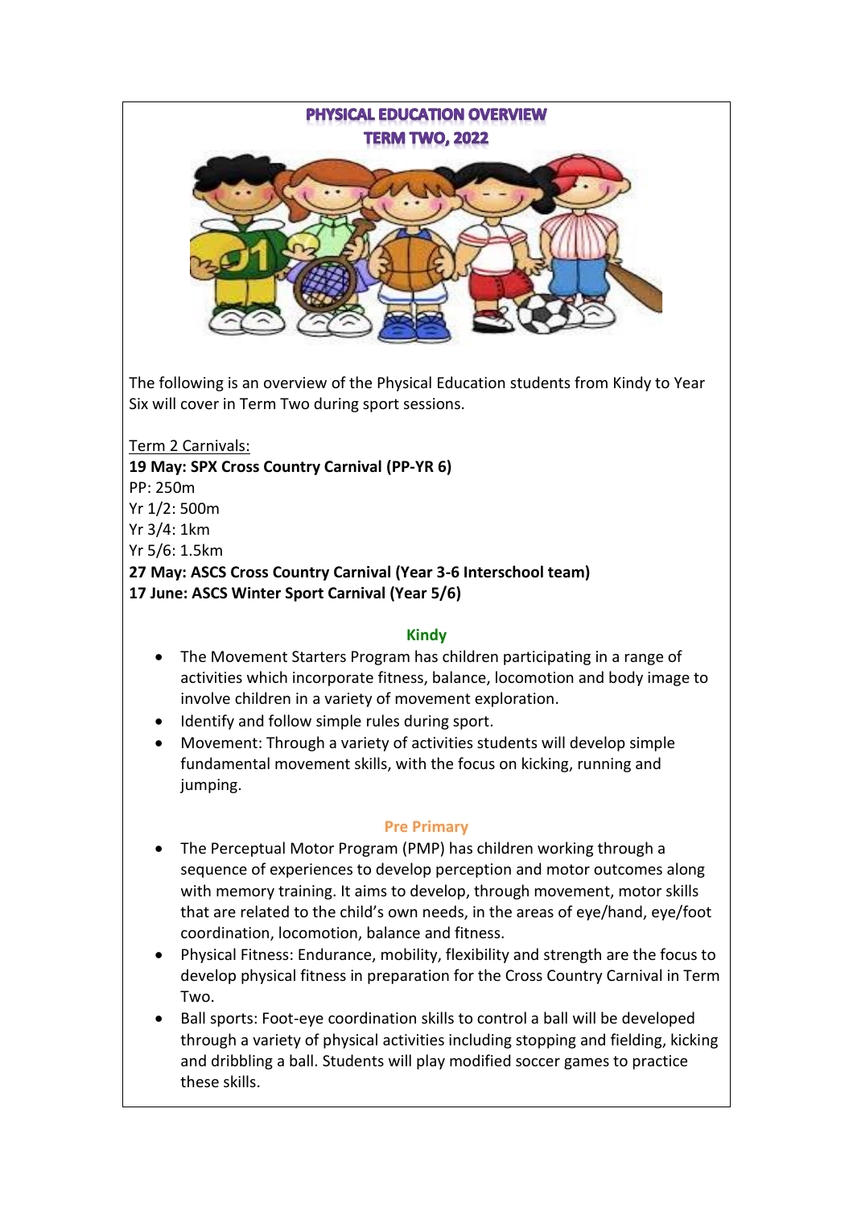# PHYSICAL EDUCATION OVERVIEW
## TERM TWO, 2022

The following is an overview of the Physical Education students from Kindy to Year Six will cover in Term Two during sport sessions.

Term 2 Carnivals:

**19 May: SPX Cross Country Carnival (PP-YR 6)**

PP: 250m

Yr 1/2: 500m

Yr 3/4: 1km

Yr 5/6: 1.5km

**27 May: ASCS Cross Country Carnival (Year 3-6 Interschool team)**

**17 June: ASCS Winter Sport Carnival (Year 5/6)**

### Kindy

- The Movement Starters Program has children participating in a range of activities which incorporate fitness, balance, locomotion and body image to involve children in a variety of movement exploration.
- Identify and follow simple rules during sport.
- Movement: Through a variety of activities students will develop simple fundamental movement skills, with the focus on kicking, running and jumping.

### Pre Primary

- The Perceptual Motor Program (PMP) has children working through a sequence of experiences to develop perception and motor outcomes along with memory training. It aims to develop, through movement, motor skills that are related to the child's own needs, in the areas of eye/hand, eye/foot coordination, locomotion, balance and fitness.
- Physical Fitness: Endurance, mobility, flexibility and strength are the focus to develop physical fitness in preparation for the Cross Country Carnival in Term Two.
- Ball sports: Foot-eye coordination skills to control a ball will be developed through a variety of physical activities including stopping and fielding, kicking and dribbling a ball. Students will play modified soccer games to practice these skills.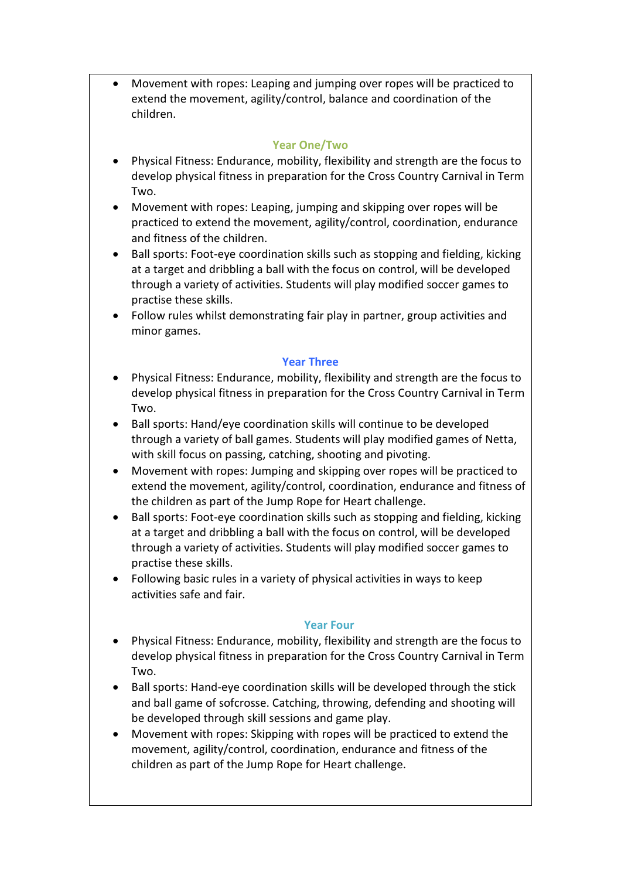- Movement with ropes: Leaping and jumping over ropes will be practiced to extend the movement, agility/control, balance and coordination of the children.

### Year One/Two

- Physical Fitness: Endurance, mobility, flexibility and strength are the focus to develop physical fitness in preparation for the Cross Country Carnival in Term Two.
- Movement with ropes: Leaping, jumping and skipping over ropes will be practiced to extend the movement, agility/control, coordination, endurance and fitness of the children.
- Ball sports: Foot-eye coordination skills such as stopping and fielding, kicking at a target and dribbling a ball with the focus on control, will be developed through a variety of activities. Students will play modified soccer games to practise these skills.
- Follow rules whilst demonstrating fair play in partner, group activities and minor games.

### Year Three

- Physical Fitness: Endurance, mobility, flexibility and strength are the focus to develop physical fitness in preparation for the Cross Country Carnival in Term Two.
- Ball sports: Hand/eye coordination skills will continue to be developed through a variety of ball games. Students will play modified games of Netta, with skill focus on passing, catching, shooting and pivoting.
- Movement with ropes: Jumping and skipping over ropes will be practiced to extend the movement, agility/control, coordination, endurance and fitness of the children as part of the Jump Rope for Heart challenge.
- Ball sports: Foot-eye coordination skills such as stopping and fielding, kicking at a target and dribbling a ball with the focus on control, will be developed through a variety of activities. Students will play modified soccer games to practise these skills.
- Following basic rules in a variety of physical activities in ways to keep activities safe and fair.

### Year Four

- Physical Fitness: Endurance, mobility, flexibility and strength are the focus to develop physical fitness in preparation for the Cross Country Carnival in Term Two.
- Ball sports: Hand-eye coordination skills will be developed through the stick and ball game of sofcrosse. Catching, throwing, defending and shooting will be developed through skill sessions and game play.
- Movement with ropes: Skipping with ropes will be practiced to extend the movement, agility/control, coordination, endurance and fitness of the children as part of the Jump Rope for Heart challenge.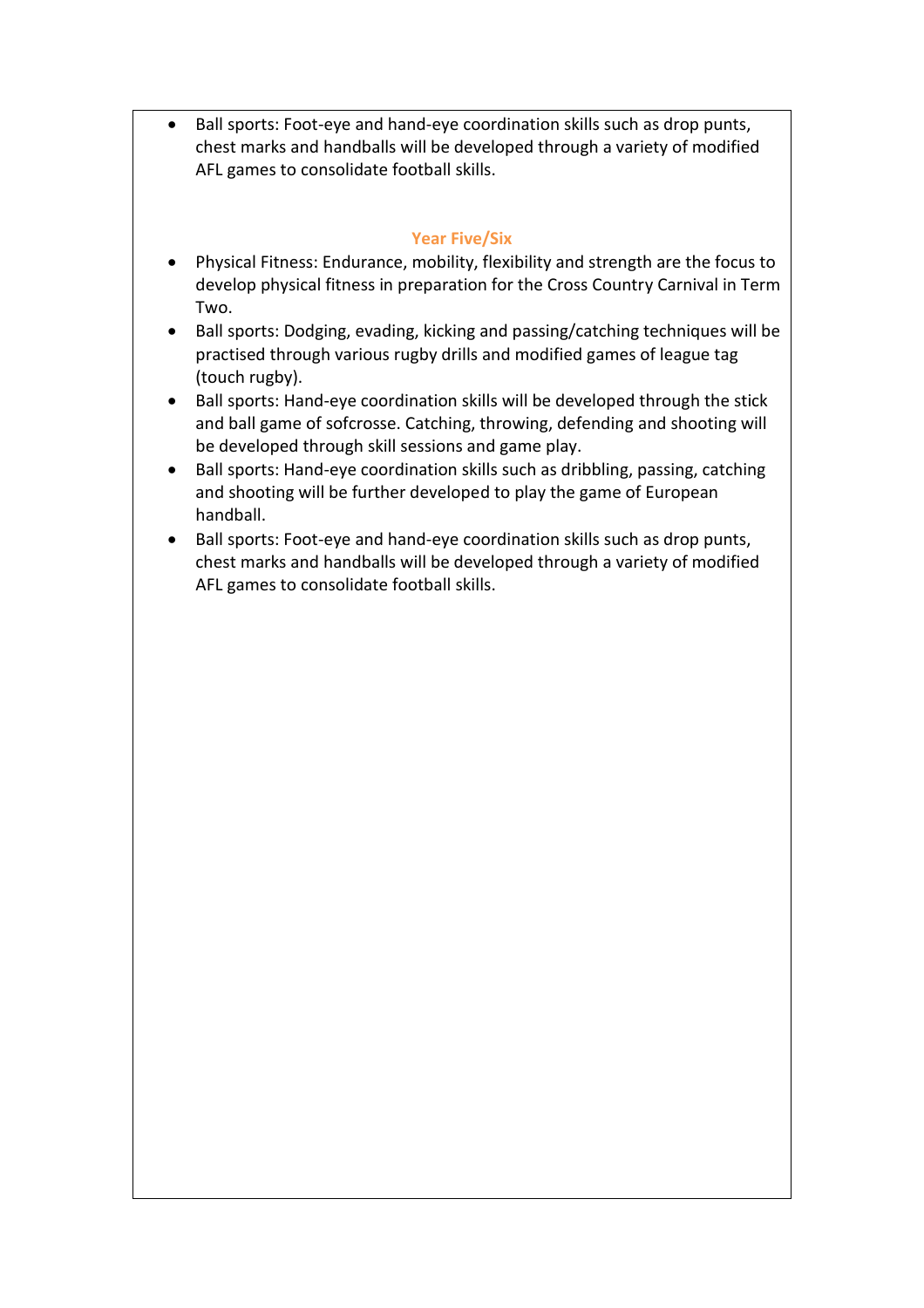- Ball sports: Foot-eye and hand-eye coordination skills such as drop punts, chest marks and handballs will be developed through a variety of modified AFL games to consolidate football skills.

### Year Five/Six

- Physical Fitness: Endurance, mobility, flexibility and strength are the focus to develop physical fitness in preparation for the Cross Country Carnival in Term Two.
- Ball sports: Dodging, evading, kicking and passing/catching techniques will be practised through various rugby drills and modified games of league tag (touch rugby).
- Ball sports: Hand-eye coordination skills will be developed through the stick and ball game of sofcrosse. Catching, throwing, defending and shooting will be developed through skill sessions and game play.
- Ball sports: Hand-eye coordination skills such as dribbling, passing, catching and shooting will be further developed to play the game of European handball.
- Ball sports: Foot-eye and hand-eye coordination skills such as drop punts, chest marks and handballs will be developed through a variety of modified AFL games to consolidate football skills.